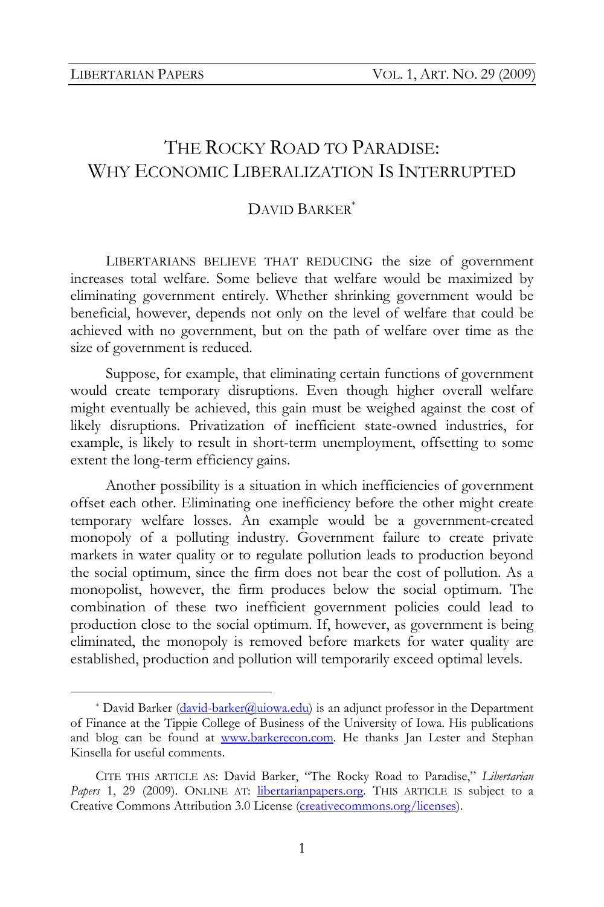# The Rocky Road to Paradise: Why Economic Liberalization Is Interrupted

## David Barker[*]

Libertarians believe that reducing the size of government increases total welfare. Some believe that welfare would be maximized by eliminating government entirely. Whether shrinking government would be beneficial, however, depends not only on the level of welfare that could be achieved with no government, but on the path of welfare over time as the size of government is reduced.

Suppose, for example, that eliminating certain functions of government would create temporary disruptions. Even though higher overall welfare might eventually be achieved, this gain must be weighed against the cost of likely disruptions. Privatization of inefficient state-owned industries, for example, is likely to result in short-term unemployment, offsetting to some extent the long-term efficiency gains.

Another possibility is a situation in which inefficiencies of government offset each other. Eliminating one inefficiency before the other might create temporary welfare losses. An example would be a government-created monopoly of a polluting industry. Government failure to create private markets in water quality or to regulate pollution leads to production beyond the social optimum, since the firm does not bear the cost of pollution. As a monopolist, however, the firm produces below the social optimum. The combination of these two inefficient government policies could lead to production close to the social optimum. If, however, as government is being eliminated, the monopoly is removed before markets for water quality are established, production and pollution will temporarily exceed optimal levels.

---

[*] David Barker (david-barker@uiowa.edu) is an adjunct professor in the Department of Finance at the Tippie College of Business of the University of Iowa. His publications and blog can be found at www.barkerecon.com. He thanks Jan Lester and Stephan Kinsella for useful comments.

CITE THIS ARTICLE AS: David Barker, "The Rocky Road to Paradise," *Libertarian Papers* 1, 29 (2009). ONLINE AT: libertarianpapers.org. THIS ARTICLE IS subject to a Creative Commons Attribution 3.0 License (creativecommons.org/licenses).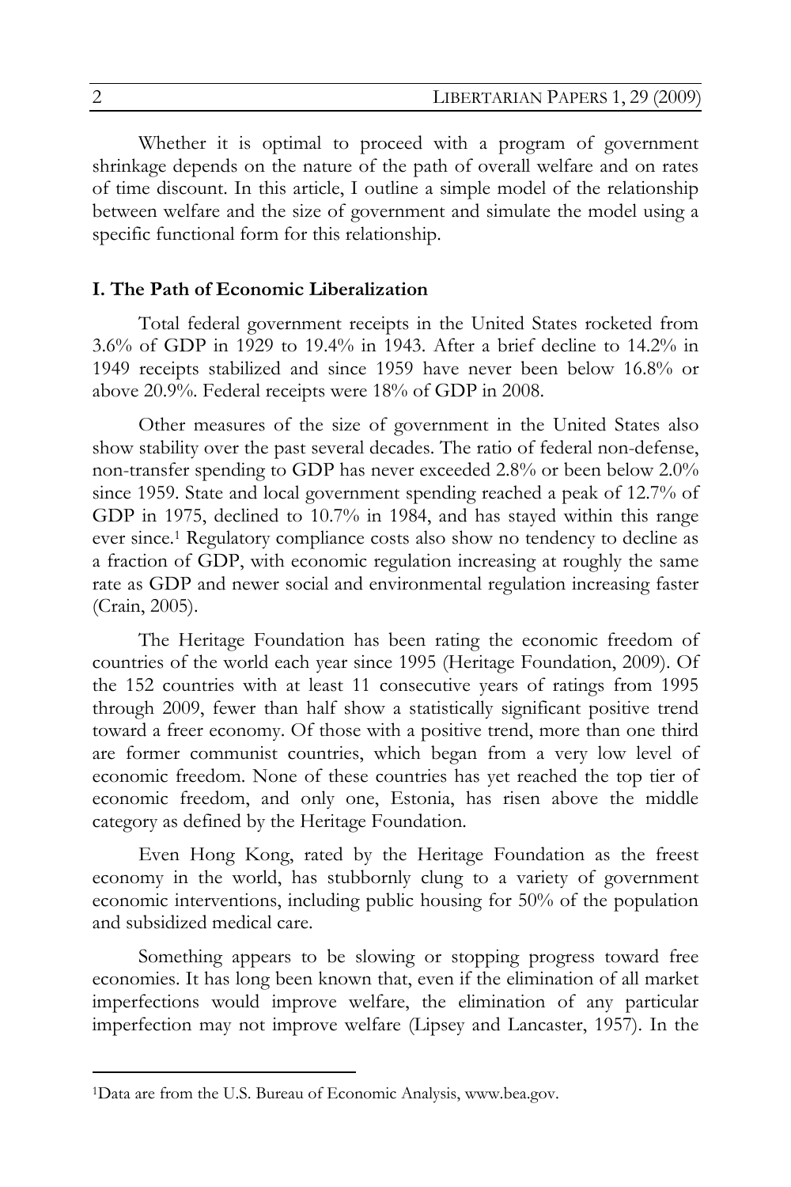Whether it is optimal to proceed with a program of government shrinkage depends on the nature of the path of overall welfare and on rates of time discount. In this article, I outline a simple model of the relationship between welfare and the size of government and simulate the model using a specific functional form for this relationship.

## I. The Path of Economic Liberalization

Total federal government receipts in the United States rocketed from 3.6% of GDP in 1929 to 19.4% in 1943. After a brief decline to 14.2% in 1949 receipts stabilized and since 1959 have never been below 16.8% or above 20.9%. Federal receipts were 18% of GDP in 2008.

Other measures of the size of government in the United States also show stability over the past several decades. The ratio of federal non-defense, non-transfer spending to GDP has never exceeded 2.8% or been below 2.0% since 1959. State and local government spending reached a peak of 12.7% of GDP in 1975, declined to 10.7% in 1984, and has stayed within this range ever since.[1] Regulatory compliance costs also show no tendency to decline as a fraction of GDP, with economic regulation increasing at roughly the same rate as GDP and newer social and environmental regulation increasing faster (Crain, 2005).

The Heritage Foundation has been rating the economic freedom of countries of the world each year since 1995 (Heritage Foundation, 2009). Of the 152 countries with at least 11 consecutive years of ratings from 1995 through 2009, fewer than half show a statistically significant positive trend toward a freer economy. Of those with a positive trend, more than one third are former communist countries, which began from a very low level of economic freedom. None of these countries has yet reached the top tier of economic freedom, and only one, Estonia, has risen above the middle category as defined by the Heritage Foundation.

Even Hong Kong, rated by the Heritage Foundation as the freest economy in the world, has stubbornly clung to a variety of government economic interventions, including public housing for 50% of the population and subsidized medical care.

Something appears to be slowing or stopping progress toward free economies. It has long been known that, even if the elimination of all market imperfections would improve welfare, the elimination of any particular imperfection may not improve welfare (Lipsey and Lancaster, 1957). In the

---

[1] Data are from the U.S. Bureau of Economic Analysis, www.bea.gov.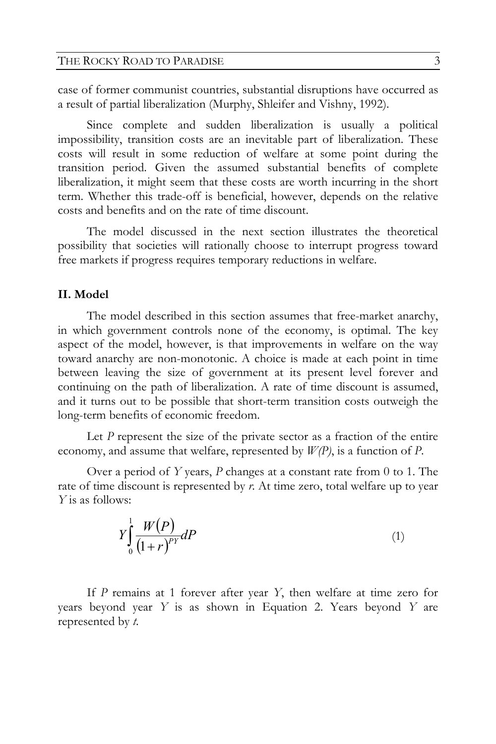case of former communist countries, substantial disruptions have occurred as a result of partial liberalization (Murphy, Shleifer and Vishny, 1992).

Since complete and sudden liberalization is usually a political impossibility, transition costs are an inevitable part of liberalization. These costs will result in some reduction of welfare at some point during the transition period. Given the assumed substantial benefits of complete liberalization, it might seem that these costs are worth incurring in the short term. Whether this trade-off is beneficial, however, depends the relative costs and benefits and on the rate of time discount.

The model discussed in the next section illustrates the theoretical possibility that societies will rationally choose to interrupt progress toward free markets if progress requires temporary reductions in welfare.

## II. Model

The model described in this section assumes that free-market anarchy, in which government controls none of the economy, is optimal. The key aspect of the model, however, is that improvements in welfare on the way toward anarchy are non-monotonic. A choice is made at each point in time between leaving the size of government at its present level forever and continuing on the path of liberalization. A rate of time discount is assumed, and it turns out to be possible that short-term transition costs outweigh the long-term benefits of economic freedom.

Let $P$ represent the size of the private sector as a fraction of the entire economy, and assume that welfare, represented by $W(P)$, is a function of $P$.

Over a period of $Y$ years, $P$ changes at a constant rate from 0 to 1. The rate of time discount is represented by $r$. At time zero, total welfare up to year $Y$ is as follows:

$$Y\int_0^1 \frac{W(P)}{(1+r)^{PY}} dP \tag{1}$$

If $P$ remains at 1 forever after year $Y$, then welfare at time zero for years beyond year $Y$ is as shown in Equation 2. Years beyond $Y$ are represented by $t$.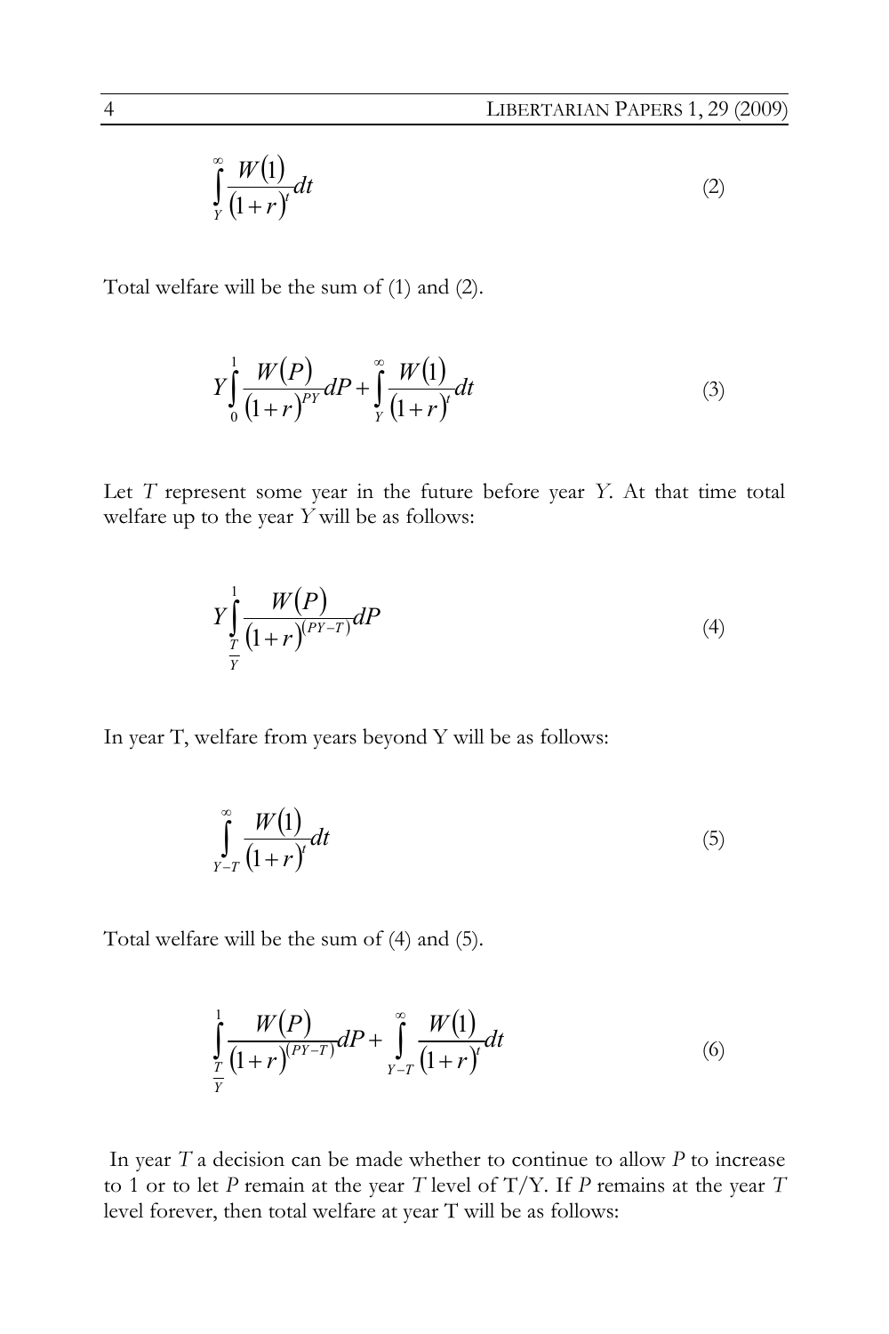$$\int_{Y}^{\infty} \frac{W(1)}{(1+r)^{t}} dt \tag{2}$$

Total welfare will be the sum of (1) and (2).

$$Y\int_{0}^{1} \frac{W(P)}{(1+r)^{PY}} dP + \int_{Y}^{\infty} \frac{W(1)}{(1+r)^{t}} dt \tag{3}$$

Let $T$ represent some year in the future before year $Y$. At that time total welfare up to the year $Y$ will be as follows:

$$Y\int_{\frac{T}{Y}}^{1} \frac{W(P)}{(1+r)^{(PY-T)}} dP \tag{4}$$

In year T, welfare from years beyond Y will be as follows:

$$\int_{Y-T}^{\infty} \frac{W(1)}{(1+r)^{t}} dt \tag{5}$$

Total welfare will be the sum of (4) and (5).

$$\int_{\frac{T}{Y}}^{1} \frac{W(P)}{(1+r)^{(PY-T)}} dP + \int_{Y-T}^{\infty} \frac{W(1)}{(1+r)^{t}} dt \tag{6}$$

In year $T$ a decision can be made whether to continue to allow $P$ to increase to 1 or to let $P$ remain at the year $T$ level of T/Y. If $P$ remains at the year $T$ level forever, then total welfare at year T will be as follows: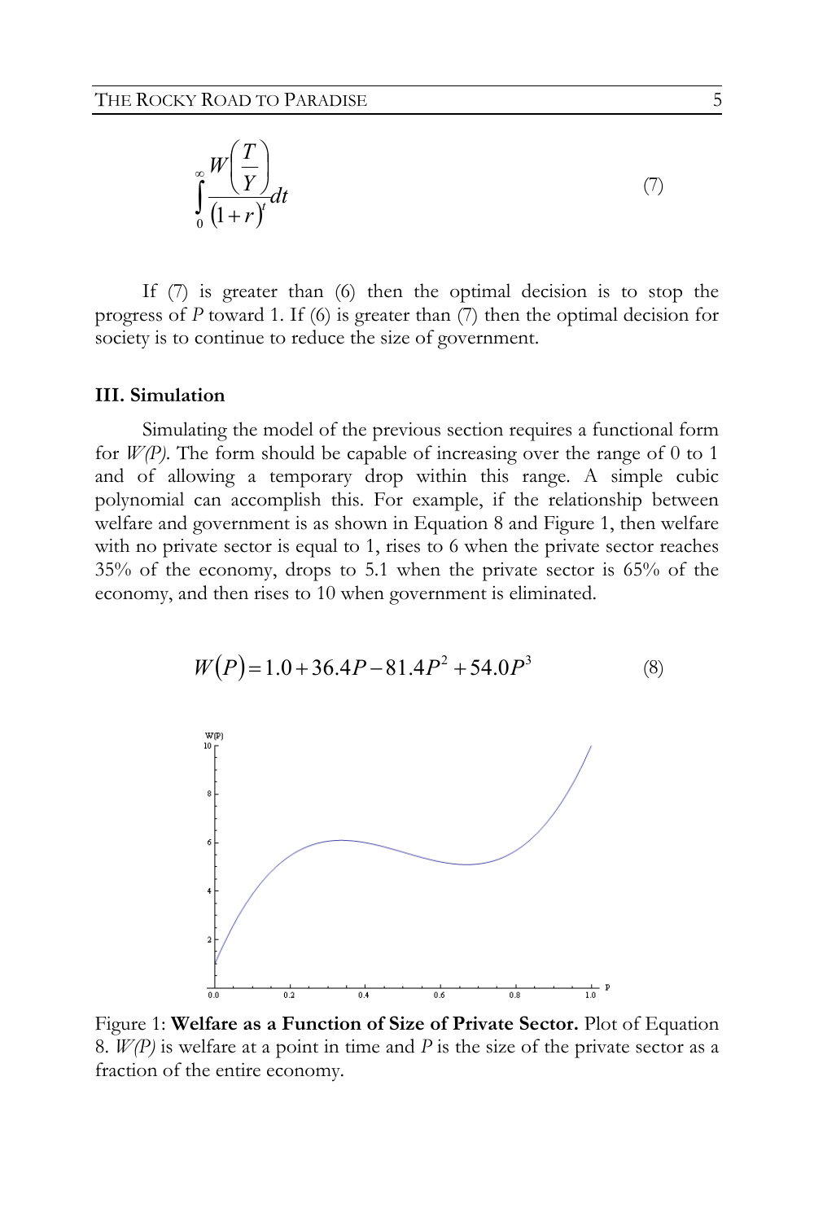$$\int_0^\infty \frac{W\left(\frac{T}{Y}\right)}{(1+r)^t}dt \tag{7}$$

If (7) is greater than (6) then the optimal decision is to stop the progress of *P* toward 1. If (6) is greater than (7) then the optimal decision for society is to continue to reduce the size of government.

### III. Simulation

Simulating the model of the previous section requires a functional form for *W(P)*. The form should be capable of increasing over the range of 0 to 1 and of allowing a temporary drop within this range. A simple cubic polynomial can accomplish this. For example, if the relationship between welfare and government is as shown in Equation 8 and Figure 1, then welfare with no private sector is equal to 1, rises to 6 when the private sector reaches 35% of the economy, drops to 5.1 when the private sector is 65% of the economy, and then rises to 10 when government is eliminated.

$$W(P) = 1.0 + 36.4P - 81.4P^2 + 54.0P^3 \tag{8}$$

Figure 1: **Welfare as a Function of Size of Private Sector.** Plot of Equation 8. *W(P)* is welfare at a point in time and *P* is the size of the private sector as a fraction of the entire economy.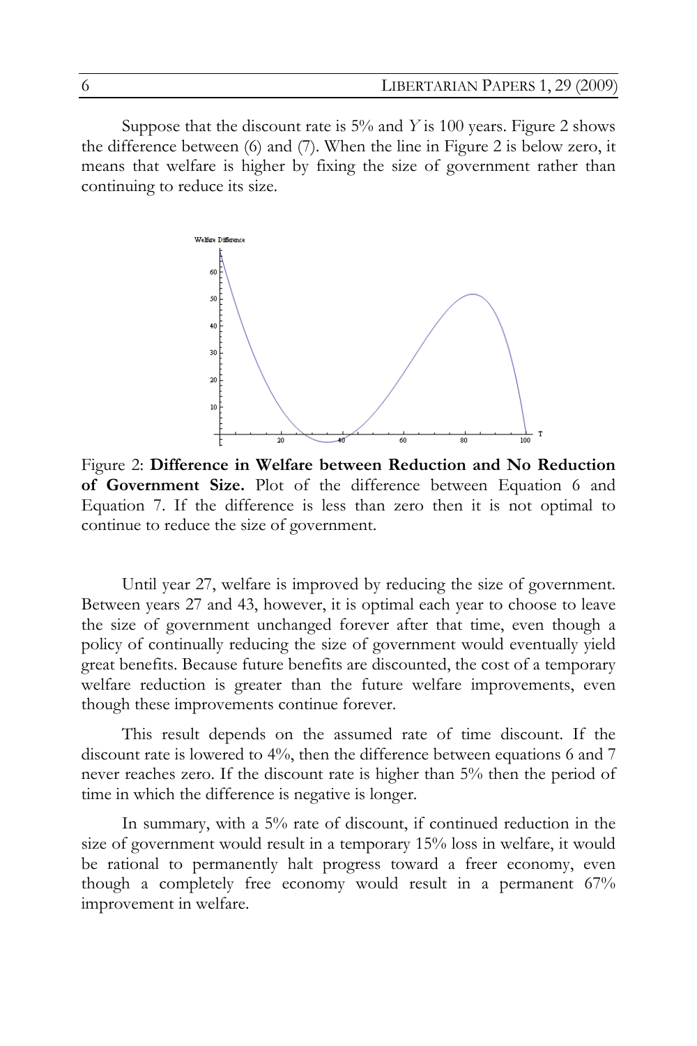Suppose that the discount rate is 5% and $Y$ is 100 years. Figure 2 shows the difference between (6) and (7). When the line in Figure 2 is below zero, it means that welfare is higher by fixing the size of government rather than continuing to reduce its size.

Figure 2: **Difference in Welfare between Reduction and No Reduction of Government Size.** Plot of the difference between Equation 6 and Equation 7. If the difference is less than zero then it is not optimal to continue to reduce the size of government.

Until year 27, welfare is improved by reducing the size of government. Between years 27 and 43, however, it is optimal each year to choose to leave the size of government unchanged forever after that time, even though a policy of continually reducing the size of government would eventually yield great benefits. Because future benefits are discounted, the cost of a temporary welfare reduction is greater than the future welfare improvements, even though these improvements continue forever.

This result depends on the assumed rate of time discount. If the discount rate is lowered to 4%, then the difference between equations 6 and 7 never reaches zero. If the discount rate is higher than 5% then the period of time in which the difference is negative is longer.

In summary, with a 5% rate of discount, if continued reduction in the size of government would result in a temporary 15% loss in welfare, it would be rational to permanently halt progress toward a freer economy, even though a completely free economy would result in a permanent 67% improvement in welfare.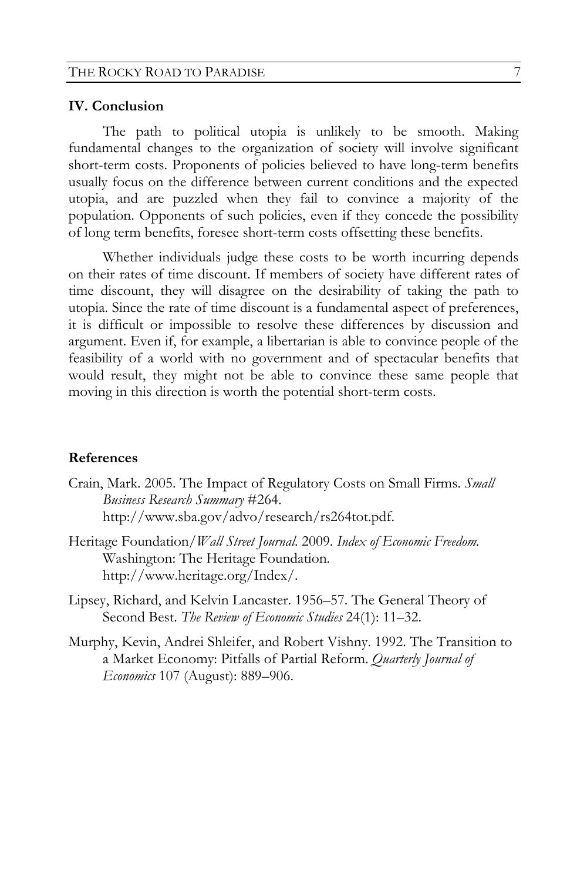## IV. Conclusion

The path to political utopia is unlikely to be smooth. Making fundamental changes to the organization of society will involve significant short-term costs. Proponents of policies believed to have long-term benefits usually focus on the difference between current conditions and the expected utopia, and are puzzled when they fail to convince a majority of the population. Opponents of such policies, even if they concede the possibility of long term benefits, foresee short-term costs offsetting these benefits.

Whether individuals judge these costs to be worth incurring depends on their rates of time discount. If members of society have different rates of time discount, they will disagree on the desirability of taking the path to utopia. Since the rate of time discount is a fundamental aspect of preferences, it is difficult or impossible to resolve these differences by discussion and argument. Even if, for example, a libertarian is able to convince people of the feasibility of a world with no government and of spectacular benefits that would result, they might not be able to convince these same people that moving in this direction is worth the potential short-term costs.

## References

Crain, Mark. 2005. The Impact of Regulatory Costs on Small Firms. *Small Business Research Summary* #264. http://www.sba.gov/advo/research/rs264tot.pdf.

Heritage Foundation/*Wall Street Journal*. 2009. *Index of Economic Freedom.* Washington: The Heritage Foundation. http://www.heritage.org/Index/.

Lipsey, Richard, and Kelvin Lancaster. 1956–57. The General Theory of Second Best. *The Review of Economic Studies* 24(1): 11–32.

Murphy, Kevin, Andrei Shleifer, and Robert Vishny. 1992. The Transition to a Market Economy: Pitfalls of Partial Reform. *Quarterly Journal of Economics* 107 (August): 889–906.